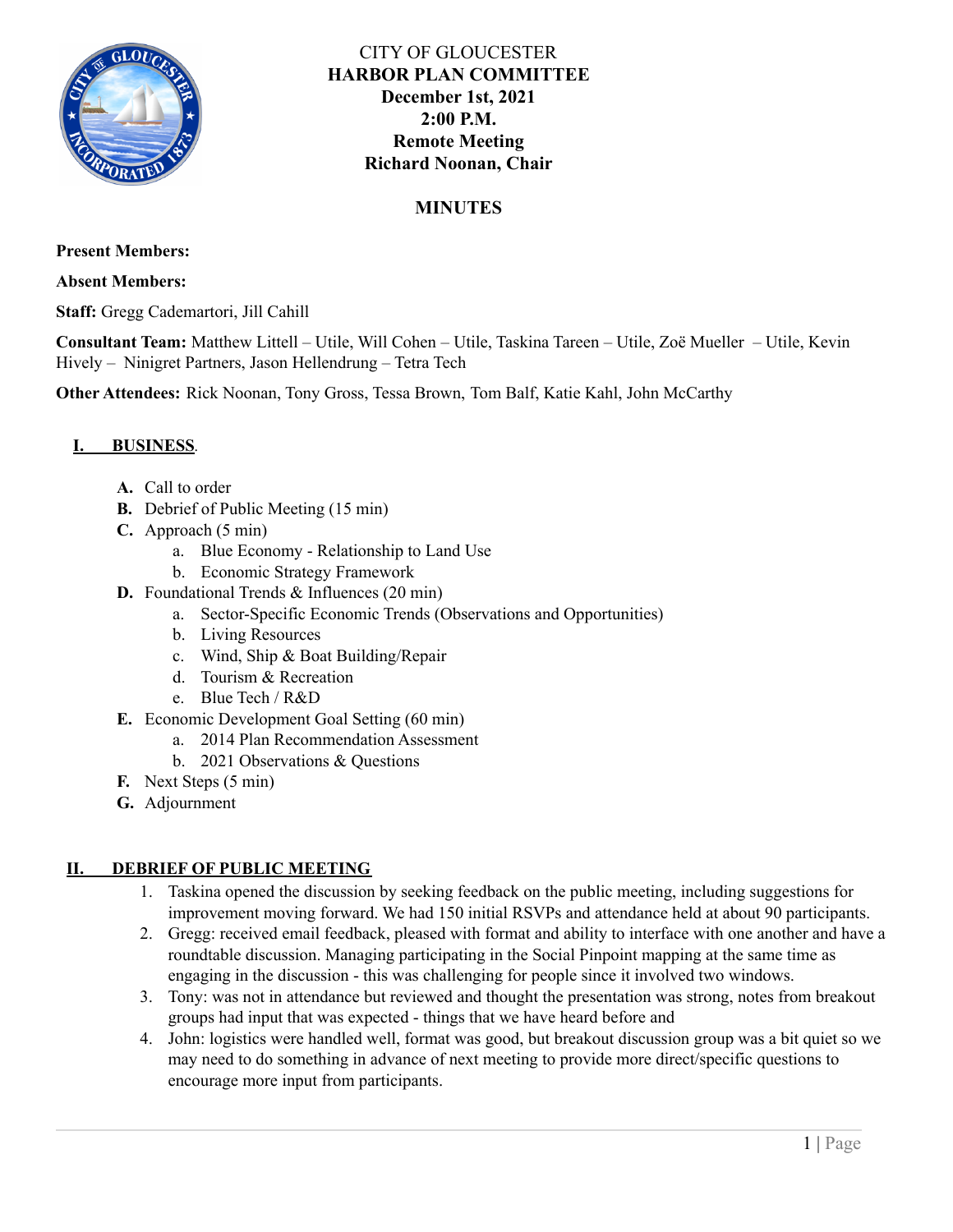CITY OF GLOUCESTER

**HARBOR PLAN COMMITTEE**

**December 1st, 2021**

**2:00 P.M.**

**Remote Meeting**

**Richard Noonan, Chair**

## MINUTES

**Present Members:**

**Absent Members:**

**Staff:** Gregg Cademartori, Jill Cahill

**Consultant Team:** Matthew Littell – Utile, Will Cohen – Utile, Taskina Tareen – Utile, Zoë Mueller – Utile, Kevin Hively – Ninigret Partners, Jason Hellendrung – Tetra Tech

**Other Attendees:** Rick Noonan, Tony Gross, Tessa Brown, Tom Balf, Katie Kahl, John McCarthy

## I. BUSINESS.

- **A.** Call to order
- **B.** Debrief of Public Meeting (15 min)
- **C.** Approach (5 min)
  - a. Blue Economy - Relationship to Land Use
  - b. Economic Strategy Framework
- **D.** Foundational Trends & Influences (20 min)
  - a. Sector-Specific Economic Trends (Observations and Opportunities)
  - b. Living Resources
  - c. Wind, Ship & Boat Building/Repair
  - d. Tourism & Recreation
  - e. Blue Tech / R&D
- **E.** Economic Development Goal Setting (60 min)
  - a. 2014 Plan Recommendation Assessment
  - b. 2021 Observations & Questions
- **F.** Next Steps (5 min)
- **G.** Adjournment

## II. DEBRIEF OF PUBLIC MEETING

1. Taskina opened the discussion by seeking feedback on the public meeting, including suggestions for improvement moving forward. We had 150 initial RSVPs and attendance held at about 90 participants.
2. Gregg: received email feedback, pleased with format and ability to interface with one another and have a roundtable discussion. Managing participating in the Social Pinpoint mapping at the same time as engaging in the discussion - this was challenging for people since it involved two windows.
3. Tony: was not in attendance but reviewed and thought the presentation was strong, notes from breakout groups had input that was expected - things that we have heard before and
4. John: logistics were handled well, format was good, but breakout discussion group was a bit quiet so we may need to do something in advance of next meeting to provide more direct/specific questions to encourage more input from participants.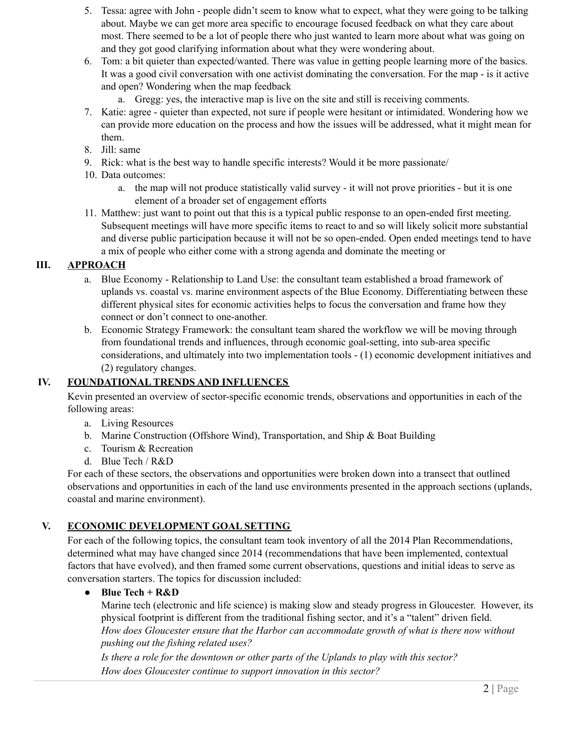5. Tessa: agree with John - people didn't seem to know what to expect, what they were going to be talking about. Maybe we can get more area specific to encourage focused feedback on what they care about most. There seemed to be a lot of people there who just wanted to learn more about what was going on and they got good clarifying information about what they were wondering about.
6. Tom: a bit quieter than expected/wanted. There was value in getting people learning more of the basics. It was a good civil conversation with one activist dominating the conversation. For the map - is it active and open? Wondering when the map feedback
   a. Gregg: yes, the interactive map is live on the site and still is receiving comments.
7. Katie: agree - quieter than expected, not sure if people were hesitant or intimidated. Wondering how we can provide more education on the process and how the issues will be addressed, what it might mean for them.
8. Jill: same
9. Rick: what is the best way to handle specific interests? Would it be more passionate/
10. Data outcomes:
    a. the map will not produce statistically valid survey - it will not prove priorities - but it is one element of a broader set of engagement efforts
11. Matthew: just want to point out that this is a typical public response to an open-ended first meeting. Subsequent meetings will have more specific items to react to and so will likely solicit more substantial and diverse public participation because it will not be so open-ended. Open ended meetings tend to have a mix of people who either come with a strong agenda and dominate the meeting or

## III. APPROACH

a. Blue Economy - Relationship to Land Use: the consultant team established a broad framework of uplands vs. coastal vs. marine environment aspects of the Blue Economy. Differentiating between these different physical sites for economic activities helps to focus the conversation and frame how they connect or don't connect to one-another.

b. Economic Strategy Framework: the consultant team shared the workflow we will be moving through from foundational trends and influences, through economic goal-setting, into sub-area specific considerations, and ultimately into two implementation tools - (1) economic development initiatives and (2) regulatory changes.

## IV. FOUNDATIONAL TRENDS AND INFLUENCES

Kevin presented an overview of sector-specific economic trends, observations and opportunities in each of the following areas:

a. Living Resources
b. Marine Construction (Offshore Wind), Transportation, and Ship & Boat Building
c. Tourism & Recreation
d. Blue Tech / R&D

For each of these sectors, the observations and opportunities were broken down into a transect that outlined observations and opportunities in each of the land use environments presented in the approach sections (uplands, coastal and marine environment).

## V. ECONOMIC DEVELOPMENT GOAL SETTING

For each of the following topics, the consultant team took inventory of all the 2014 Plan Recommendations, determined what may have changed since 2014 (recommendations that have been implemented, contextual factors that have evolved), and then framed some current observations, questions and initial ideas to serve as conversation starters. The topics for discussion included:

- **Blue Tech + R&D**

  Marine tech (electronic and life science) is making slow and steady progress in Gloucester. However, its physical footprint is different from the traditional fishing sector, and it's a "talent" driven field.

  *How does Gloucester ensure that the Harbor can accommodate growth of what is there now without pushing out the fishing related uses?*

  *Is there a role for the downtown or other parts of the Uplands to play with this sector?*

  *How does Gloucester continue to support innovation in this sector?*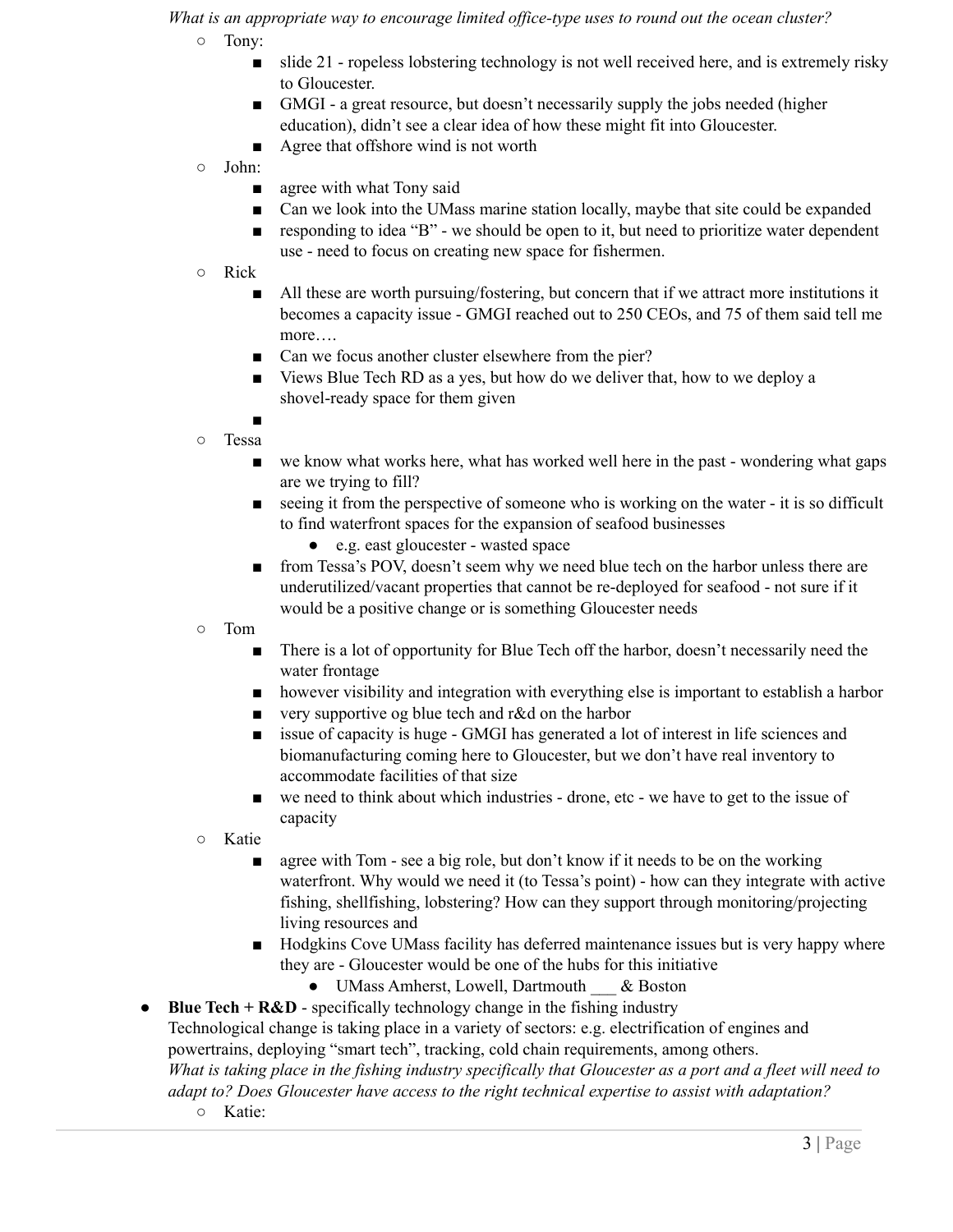*What is an appropriate way to encourage limited office-type uses to round out the ocean cluster?*

- Tony:
  - slide 21 - ropeless lobstering technology is not well received here, and is extremely risky to Gloucester.
  - GMGI - a great resource, but doesn't necessarily supply the jobs needed (higher education), didn't see a clear idea of how these might fit into Gloucester.
  - Agree that offshore wind is not worth
- John:
  - agree with what Tony said
  - Can we look into the UMass marine station locally, maybe that site could be expanded
  - responding to idea "B" - we should be open to it, but need to prioritize water dependent use - need to focus on creating new space for fishermen.
- Rick
  - All these are worth pursuing/fostering, but concern that if we attract more institutions it becomes a capacity issue - GMGI reached out to 250 CEOs, and 75 of them said tell me more….
  - Can we focus another cluster elsewhere from the pier?
  - Views Blue Tech RD as a yes, but how do we deliver that, how to we deploy a shovel-ready space for them given
  - 
- Tessa
  - we know what works here, what has worked well here in the past - wondering what gaps are we trying to fill?
  - seeing it from the perspective of someone who is working on the water - it is so difficult to find waterfront spaces for the expansion of seafood businesses
    - e.g. east gloucester - wasted space
  - from Tessa's POV, doesn't seem why we need blue tech on the harbor unless there are underutilized/vacant properties that cannot be re-deployed for seafood - not sure if it would be a positive change or is something Gloucester needs
- Tom
  - There is a lot of opportunity for Blue Tech off the harbor, doesn't necessarily need the water frontage
  - however visibility and integration with everything else is important to establish a harbor
  - very supportive og blue tech and r&d on the harbor
  - issue of capacity is huge - GMGI has generated a lot of interest in life sciences and biomanufacturing coming here to Gloucester, but we don't have real inventory to accommodate facilities of that size
  - we need to think about which industries - drone, etc - we have to get to the issue of capacity
- Katie
  - agree with Tom - see a big role, but don't know if it needs to be on the working waterfront. Why would we need it (to Tessa's point) - how can they integrate with active fishing, shellfishing, lobstering? How can they support through monitoring/projecting living resources and
  - Hodgkins Cove UMass facility has deferred maintenance issues but is very happy where they are - Gloucester would be one of the hubs for this initiative
    - UMass Amherst, Lowell, Dartmouth ___ & Boston

- **Blue Tech + R&D** - specifically technology change in the fishing industry
  Technological change is taking place in a variety of sectors: e.g. electrification of engines and powertrains, deploying "smart tech", tracking, cold chain requirements, among others.
  *What is taking place in the fishing industry specifically that Gloucester as a port and a fleet will need to adapt to? Does Gloucester have access to the right technical expertise to assist with adaptation?*
  - Katie: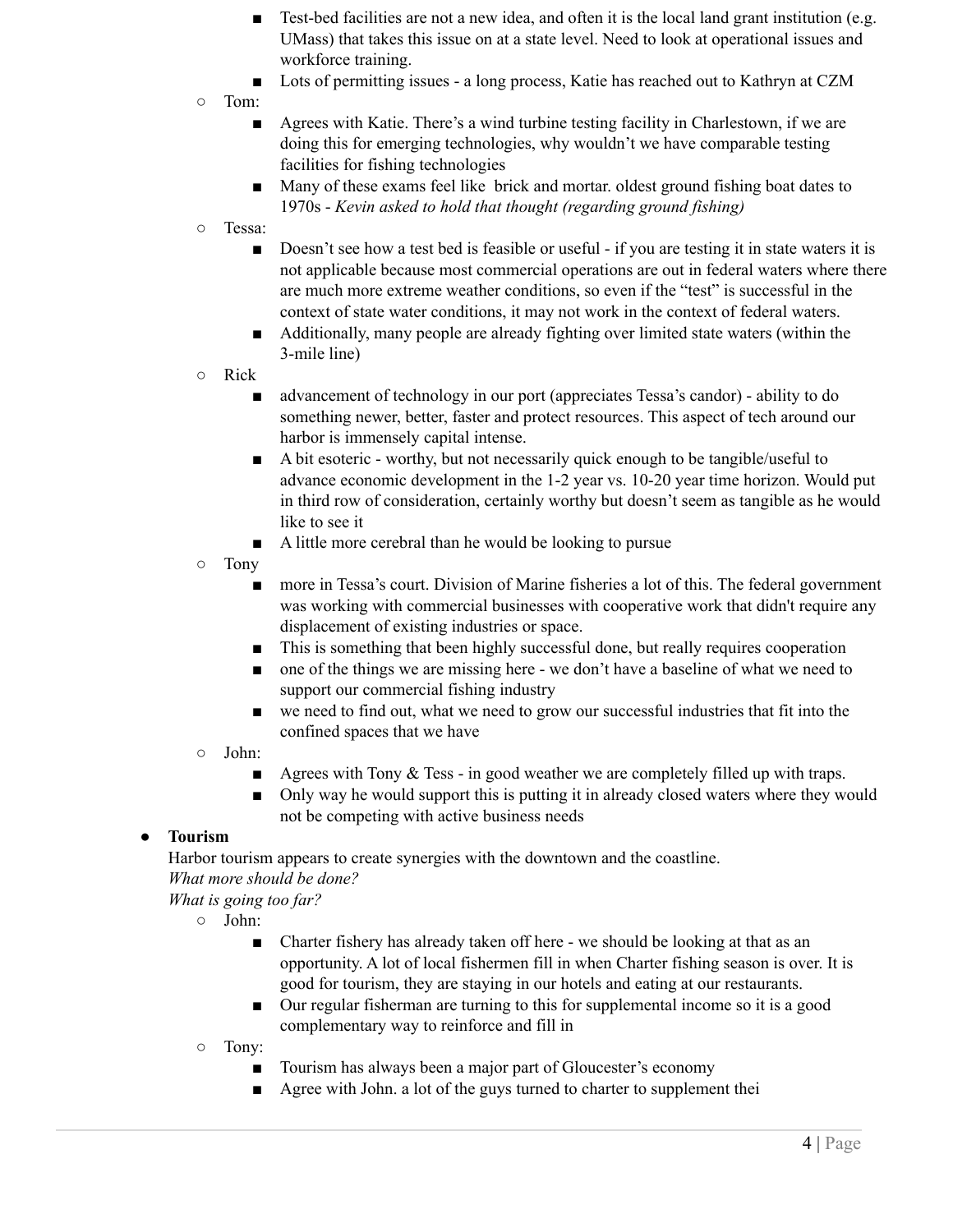- Test-bed facilities are not a new idea, and often it is the local land grant institution (e.g. UMass) that takes this issue on at a state level. Need to look at operational issues and workforce training.
        - Lots of permitting issues - a long process, Katie has reached out to Kathryn at CZM
    - Tom:
        - Agrees with Katie. There's a wind turbine testing facility in Charlestown, if we are doing this for emerging technologies, why wouldn't we have comparable testing facilities for fishing technologies
        - Many of these exams feel like  brick and mortar. oldest ground fishing boat dates to 1970s - *Kevin asked to hold that thought (regarding ground fishing)*
    - Tessa:
        - Doesn't see how a test bed is feasible or useful - if you are testing it in state waters it is not applicable because most commercial operations are out in federal waters where there are much more extreme weather conditions, so even if the "test" is successful in the context of state water conditions, it may not work in the context of federal waters.
        - Additionally, many people are already fighting over limited state waters (within the 3-mile line)
    - Rick
        - advancement of technology in our port (appreciates Tessa's candor) - ability to do something newer, better, faster and protect resources. This aspect of tech around our harbor is immensely capital intense.
        - A bit esoteric - worthy, but not necessarily quick enough to be tangible/useful to advance economic development in the 1-2 year vs. 10-20 year time horizon. Would put in third row of consideration, certainly worthy but doesn't seem as tangible as he would like to see it
        - A little more cerebral than he would be looking to pursue
    - Tony
        - more in Tessa's court. Division of Marine fisheries a lot of this. The federal government was working with commercial businesses with cooperative work that didn't require any displacement of existing industries or space.
        - This is something that been highly successful done, but really requires cooperation
        - one of the things we are missing here - we don't have a baseline of what we need to support our commercial fishing industry
        - we need to find out, what we need to grow our successful industries that fit into the confined spaces that we have
    - John:
        - Agrees with Tony & Tess - in good weather we are completely filled up with traps.
        - Only way he would support this is putting it in already closed waters where they would not be competing with active business needs

- **Tourism**

  Harbor tourism appears to create synergies with the downtown and the coastline.
  *What more should be done?*
  *What is going too far?*
    - John:
        - Charter fishery has already taken off here - we should be looking at that as an opportunity. A lot of local fishermen fill in when Charter fishing season is over. It is good for tourism, they are staying in our hotels and eating at our restaurants.
        - Our regular fisherman are turning to this for supplemental income so it is a good complementary way to reinforce and fill in
    - Tony:
        - Tourism has always been a major part of Gloucester's economy
        - Agree with John. a lot of the guys turned to charter to supplement thei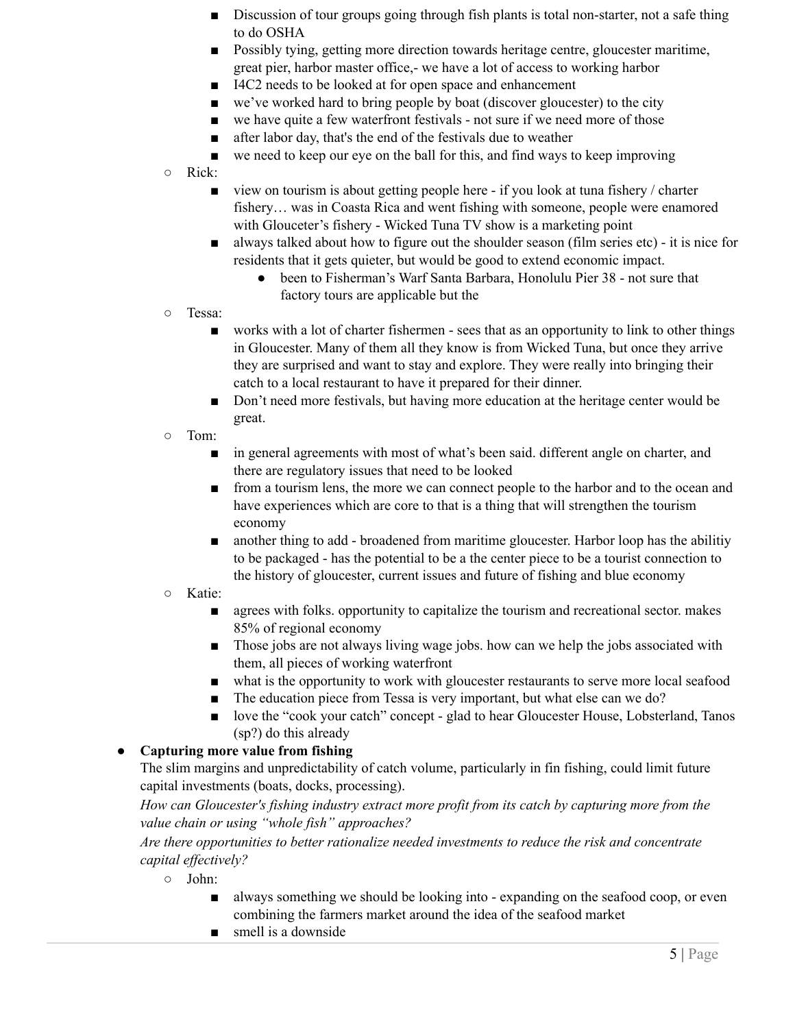- Discussion of tour groups going through fish plants is total non-starter, not a safe thing to do OSHA
        - Possibly tying, getting more direction towards heritage centre, gloucester maritime, great pier, harbor master office,- we have a lot of access to working harbor
        - I4C2 needs to be looked at for open space and enhancement
        - we've worked hard to bring people by boat (discover gloucester) to the city
        - we have quite a few waterfront festivals - not sure if we need more of those
        - after labor day, that's the end of the festivals due to weather
        - we need to keep our eye on the ball for this, and find ways to keep improving
    - Rick:
        - view on tourism is about getting people here - if you look at tuna fishery / charter fishery… was in Coasta Rica and went fishing with someone, people were enamored with Glouceter's fishery - Wicked Tuna TV show is a marketing point
        - always talked about how to figure out the shoulder season (film series etc) - it is nice for residents that it gets quieter, but would be good to extend economic impact.
            - been to Fisherman's Warf Santa Barbara, Honolulu Pier 38 - not sure that factory tours are applicable but the
    - Tessa:
        - works with a lot of charter fishermen - sees that as an opportunity to link to other things in Gloucester. Many of them all they know is from Wicked Tuna, but once they arrive they are surprised and want to stay and explore. They were really into bringing their catch to a local restaurant to have it prepared for their dinner.
        - Don't need more festivals, but having more education at the heritage center would be great.
    - Tom:
        - in general agreements with most of what's been said. different angle on charter, and there are regulatory issues that need to be looked
        - from a tourism lens, the more we can connect people to the harbor and to the ocean and have experiences which are core to that is a thing that will strengthen the tourism economy
        - another thing to add - broadened from maritime gloucester. Harbor loop has the abilitiy to be packaged - has the potential to be a the center piece to be a tourist connection to the history of gloucester, current issues and future of fishing and blue economy
    - Katie:
        - agrees with folks. opportunity to capitalize the tourism and recreational sector. makes 85% of regional economy
        - Those jobs are not always living wage jobs. how can we help the jobs associated with them, all pieces of working waterfront
        - what is the opportunity to work with gloucester restaurants to serve more local seafood
        - The education piece from Tessa is very important, but what else can we do?
        - love the "cook your catch" concept - glad to hear Gloucester House, Lobsterland, Tanos (sp?) do this already

- **Capturing more value from fishing**
  The slim margins and unpredictability of catch volume, particularly in fin fishing, could limit future capital investments (boats, docks, processing).
  *How can Gloucester's fishing industry extract more profit from its catch by capturing more from the value chain or using "whole fish" approaches?*
  *Are there opportunities to better rationalize needed investments to reduce the risk and concentrate capital effectively?*
    - John:
        - always something we should be looking into - expanding on the seafood coop, or even combining the farmers market around the idea of the seafood market
        - smell is a downside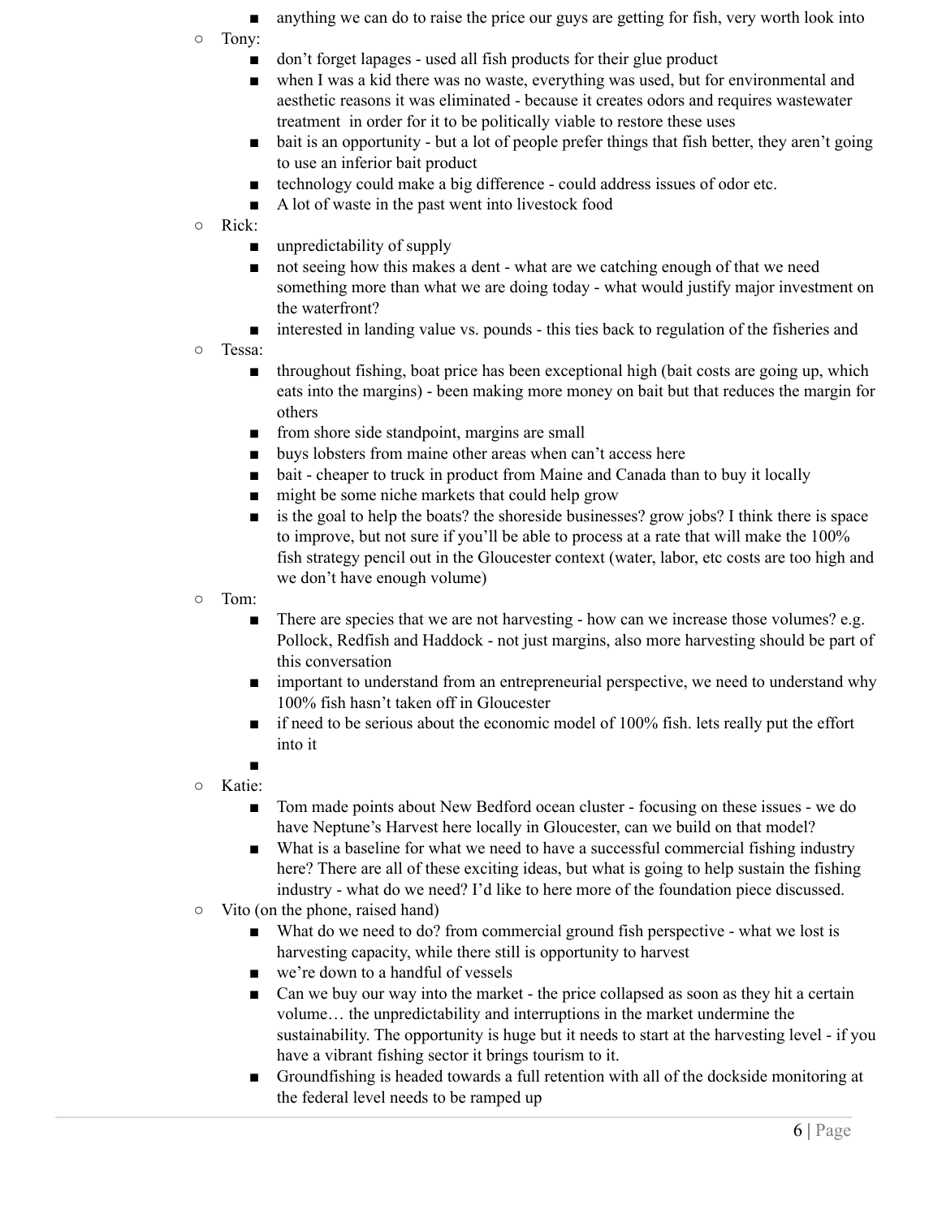- anything we can do to raise the price our guys are getting for fish, very worth look into
    - Tony:
        - don't forget lapages - used all fish products for their glue product
        - when I was a kid there was no waste, everything was used, but for environmental and aesthetic reasons it was eliminated - because it creates odors and requires wastewater treatment in order for it to be politically viable to restore these uses
        - bait is an opportunity - but a lot of people prefer things that fish better, they aren't going to use an inferior bait product
        - technology could make a big difference - could address issues of odor etc.
        - A lot of waste in the past went into livestock food
    - Rick:
        - unpredictability of supply
        - not seeing how this makes a dent - what are we catching enough of that we need something more than what we are doing today - what would justify major investment on the waterfront?
        - interested in landing value vs. pounds - this ties back to regulation of the fisheries and
    - Tessa:
        - throughout fishing, boat price has been exceptional high (bait costs are going up, which eats into the margins) - been making more money on bait but that reduces the margin for others
        - from shore side standpoint, margins are small
        - buys lobsters from maine other areas when can't access here
        - bait - cheaper to truck in product from Maine and Canada than to buy it locally
        - might be some niche markets that could help grow
        - is the goal to help the boats? the shoreside businesses? grow jobs? I think there is space to improve, but not sure if you'll be able to process at a rate that will make the 100% fish strategy pencil out in the Gloucester context (water, labor, etc costs are too high and we don't have enough volume)
    - Tom:
        - There are species that we are not harvesting - how can we increase those volumes? e.g. Pollock, Redfish and Haddock - not just margins, also more harvesting should be part of this conversation
        - important to understand from an entrepreneurial perspective, we need to understand why 100% fish hasn't taken off in Gloucester
        - if need to be serious about the economic model of 100% fish. lets really put the effort into it
        - 
    - Katie:
        - Tom made points about New Bedford ocean cluster - focusing on these issues - we do have Neptune's Harvest here locally in Gloucester, can we build on that model?
        - What is a baseline for what we need to have a successful commercial fishing industry here? There are all of these exciting ideas, but what is going to help sustain the fishing industry - what do we need? I'd like to here more of the foundation piece discussed.
    - Vito (on the phone, raised hand)
        - What do we need to do? from commercial ground fish perspective - what we lost is harvesting capacity, while there still is opportunity to harvest
        - we're down to a handful of vessels
        - Can we buy our way into the market - the price collapsed as soon as they hit a certain volume… the unpredictability and interruptions in the market undermine the sustainability. The opportunity is huge but it needs to start at the harvesting level - if you have a vibrant fishing sector it brings tourism to it.
        - Groundfishing is headed towards a full retention with all of the dockside monitoring at the federal level needs to be ramped up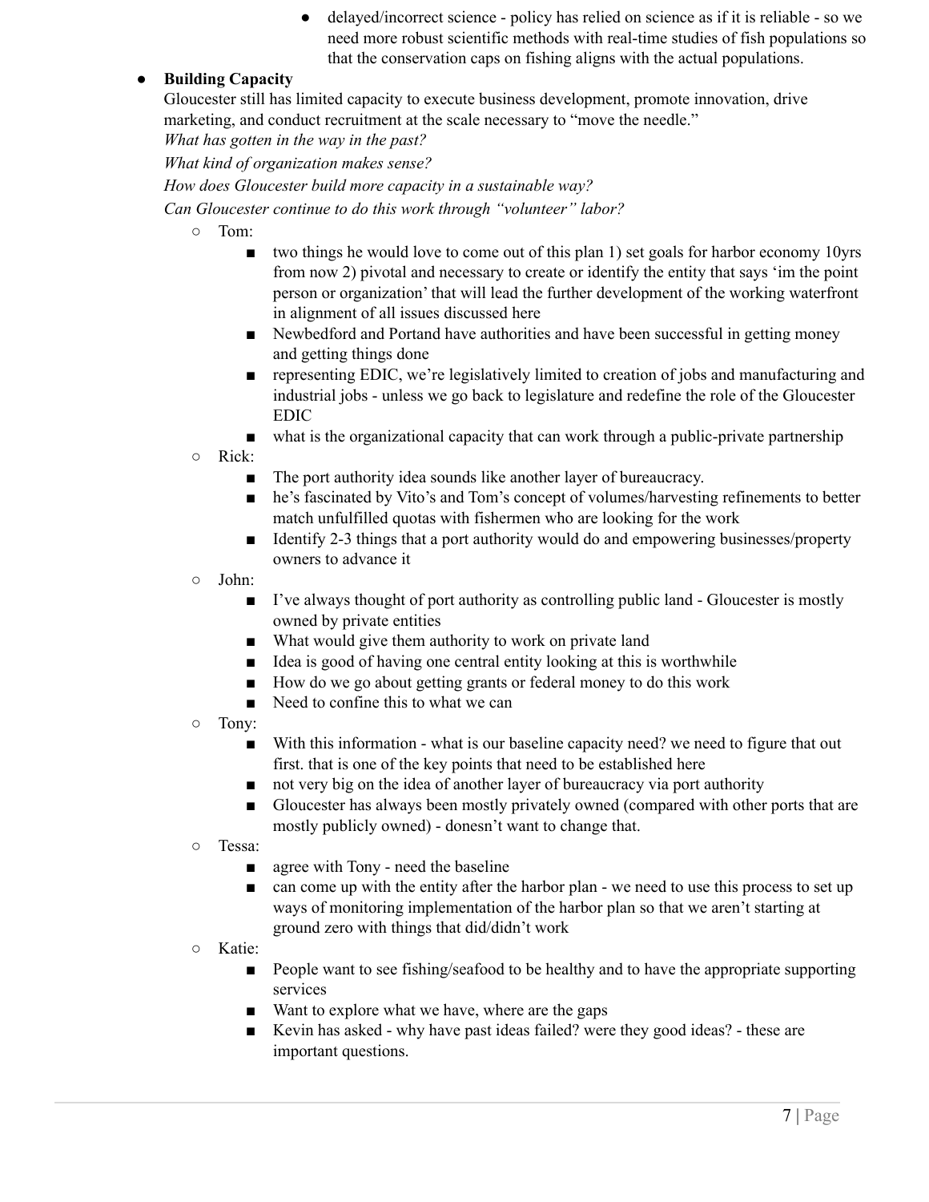- delayed/incorrect science - policy has relied on science as if it is reliable - so we need more robust scientific methods with real-time studies of fish populations so that the conservation caps on fishing aligns with the actual populations.

- **Building Capacity**

  Gloucester still has limited capacity to execute business development, promote innovation, drive marketing, and conduct recruitment at the scale necessary to "move the needle."

  *What has gotten in the way in the past?*

  *What kind of organization makes sense?*

  *How does Gloucester build more capacity in a sustainable way?*

  *Can Gloucester continue to do this work through "volunteer" labor?*

  - Tom:
    - two things he would love to come out of this plan 1) set goals for harbor economy 10yrs from now 2) pivotal and necessary to create or identify the entity that says 'im the point person or organization' that will lead the further development of the working waterfront in alignment of all issues discussed here
    - Newbedford and Portand have authorities and have been successful in getting money and getting things done
    - representing EDIC, we're legislatively limited to creation of jobs and manufacturing and industrial jobs - unless we go back to legislature and redefine the role of the Gloucester EDIC
    - what is the organizational capacity that can work through a public-private partnership
  - Rick:
    - The port authority idea sounds like another layer of bureaucracy.
    - he's fascinated by Vito's and Tom's concept of volumes/harvesting refinements to better match unfulfilled quotas with fishermen who are looking for the work
    - Identify 2-3 things that a port authority would do and empowering businesses/property owners to advance it
  - John:
    - I've always thought of port authority as controlling public land - Gloucester is mostly owned by private entities
    - What would give them authority to work on private land
    - Idea is good of having one central entity looking at this is worthwhile
    - How do we go about getting grants or federal money to do this work
    - Need to confine this to what we can
  - Tony:
    - With this information - what is our baseline capacity need? we need to figure that out first. that is one of the key points that need to be established here
    - not very big on the idea of another layer of bureaucracy via port authority
    - Gloucester has always been mostly privately owned (compared with other ports that are mostly publicly owned) - donesn't want to change that.
  - Tessa:
    - agree with Tony - need the baseline
    - can come up with the entity after the harbor plan - we need to use this process to set up ways of monitoring implementation of the harbor plan so that we aren't starting at ground zero with things that did/didn't work
  - Katie:
    - People want to see fishing/seafood to be healthy and to have the appropriate supporting services
    - Want to explore what we have, where are the gaps
    - Kevin has asked - why have past ideas failed? were they good ideas? - these are important questions.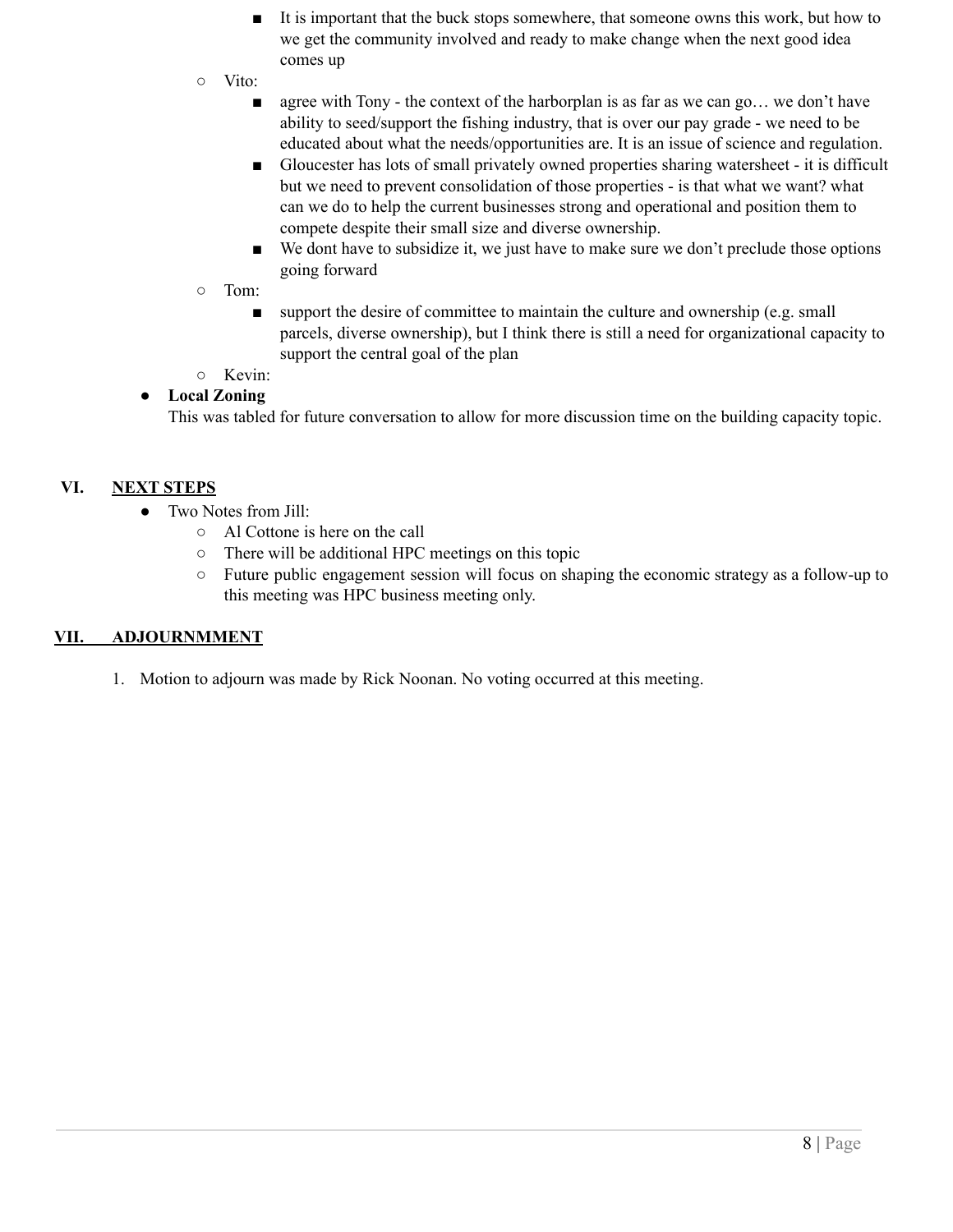- It is important that the buck stops somewhere, that someone owns this work, but how to we get the community involved and ready to make change when the next good idea comes up
    - Vito:
        - agree with Tony - the context of the harborplan is as far as we can go… we don't have ability to seed/support the fishing industry, that is over our pay grade - we need to be educated about what the needs/opportunities are. It is an issue of science and regulation.
        - Gloucester has lots of small privately owned properties sharing watersheet - it is difficult but we need to prevent consolidation of those properties - is that what we want? what can we do to help the current businesses strong and operational and position them to compete despite their small size and diverse ownership.
        - We dont have to subsidize it, we just have to make sure we don't preclude those options going forward
    - Tom:
        - support the desire of committee to maintain the culture and ownership (e.g. small parcels, diverse ownership), but I think there is still a need for organizational capacity to support the central goal of the plan
    - Kevin:
- **Local Zoning**
  This was tabled for future conversation to allow for more discussion time on the building capacity topic.

## VI. NEXT STEPS

- Two Notes from Jill:
    - Al Cottone is here on the call
    - There will be additional HPC meetings on this topic
    - Future public engagement session will focus on shaping the economic strategy as a follow-up to this meeting was HPC business meeting only.

## VII. ADJOURNMMENT

1. Motion to adjourn was made by Rick Noonan. No voting occurred at this meeting.